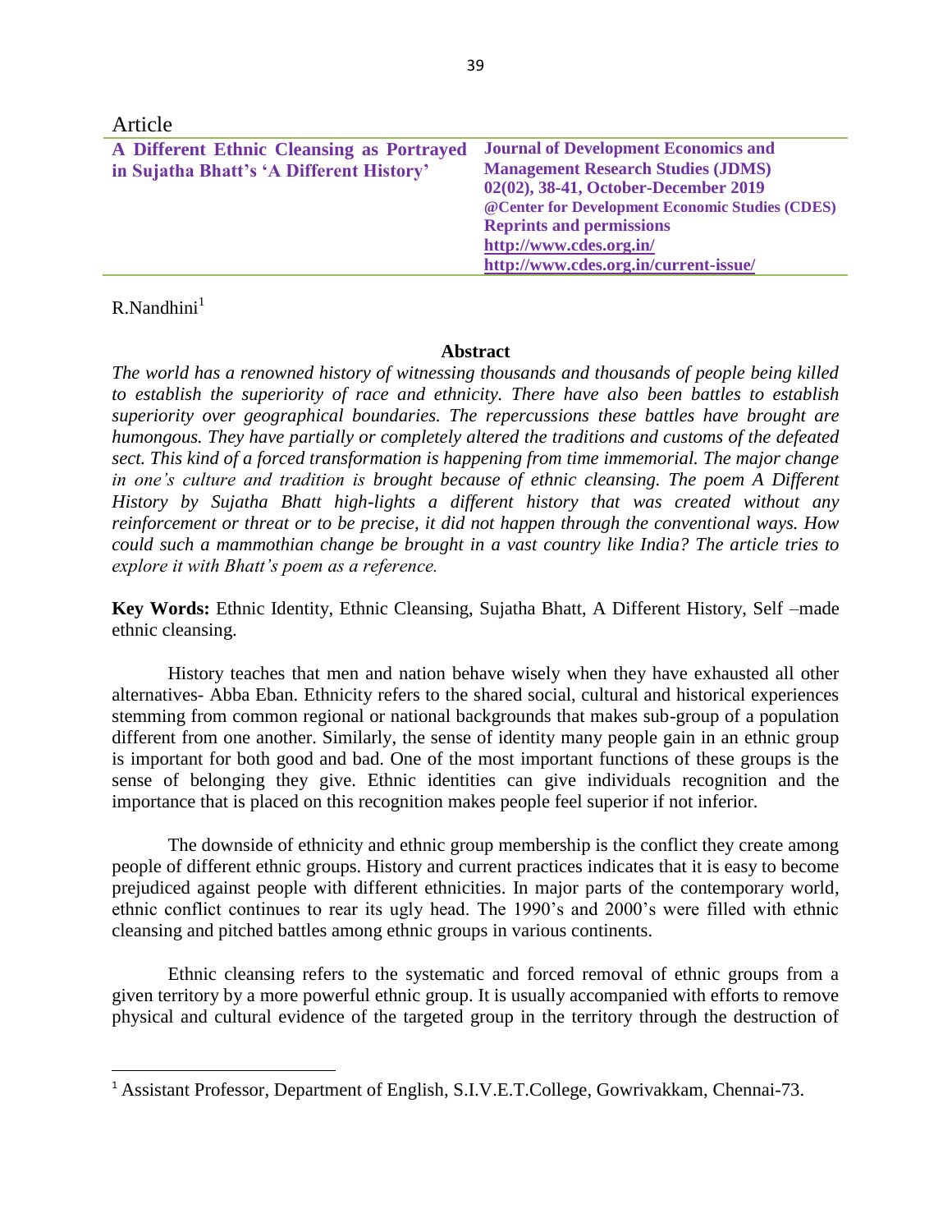Article

# A Different Ethnic Cleansing as Portrayed in Sujatha Bhatt's 'A Different History'

**Journal of Development Economics and Management Research Studies (JDMS)**
**02(02), 38-41, October-December 2019**
**@Center for Development Economic Studies (CDES)**
**Reprints and permissions**
**http://www.cdes.org.in/**
**http://www.cdes.org.in/current-issue/**

R.Nandhini[1]

### Abstract

*The world has a renowned history of witnessing thousands and thousands of people being killed to establish the superiority of race and ethnicity. There have also been battles to establish superiority over geographical boundaries. The repercussions these battles have brought are humongous. They have partially or completely altered the traditions and customs of the defeated sect. This kind of a forced transformation is happening from time immemorial. The major change in one's culture and tradition is brought because of ethnic cleansing. The poem A Different History by Sujatha Bhatt high-lights a different history that was created without any reinforcement or threat or to be precise, it did not happen through the conventional ways. How could such a mammothian change be brought in a vast country like India? The article tries to explore it with Bhatt's poem as a reference.*

**Key Words:** Ethnic Identity, Ethnic Cleansing, Sujatha Bhatt, A Different History, Self –made ethnic cleansing.

History teaches that men and nation behave wisely when they have exhausted all other alternatives- Abba Eban. Ethnicity refers to the shared social, cultural and historical experiences stemming from common regional or national backgrounds that makes sub-group of a population different from one another. Similarly, the sense of identity many people gain in an ethnic group is important for both good and bad. One of the most important functions of these groups is the sense of belonging they give. Ethnic identities can give individuals recognition and the importance that is placed on this recognition makes people feel superior if not inferior.

The downside of ethnicity and ethnic group membership is the conflict they create among people of different ethnic groups. History and current practices indicates that it is easy to become prejudiced against people with different ethnicities. In major parts of the contemporary world, ethnic conflict continues to rear its ugly head. The 1990's and 2000's were filled with ethnic cleansing and pitched battles among ethnic groups in various continents.

Ethnic cleansing refers to the systematic and forced removal of ethnic groups from a given territory by a more powerful ethnic group. It is usually accompanied with efforts to remove physical and cultural evidence of the targeted group in the territory through the destruction of

---

[1] Assistant Professor, Department of English, S.I.V.E.T.College, Gowrivakkam, Chennai-73.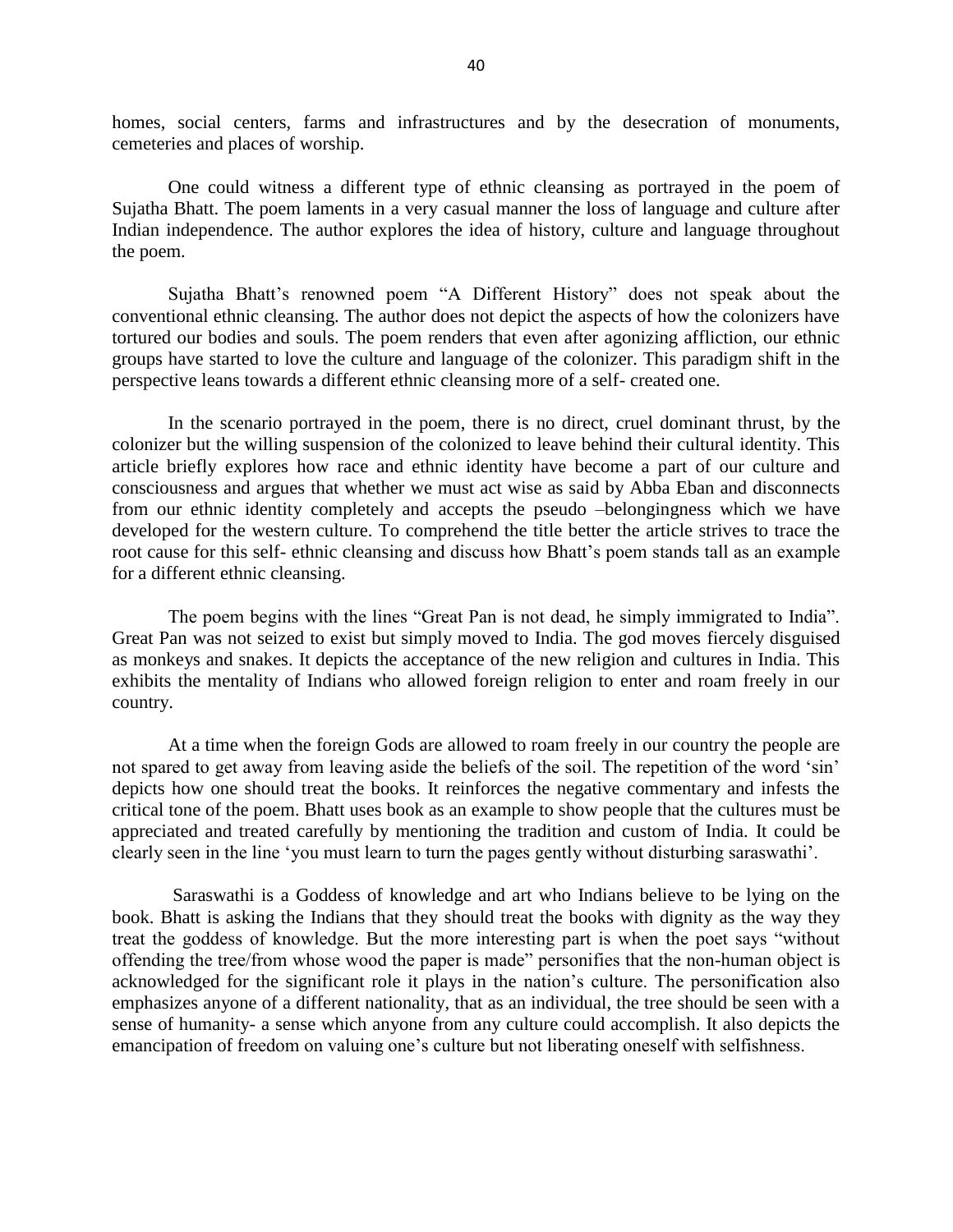homes, social centers, farms and infrastructures and by the desecration of monuments, cemeteries and places of worship.

One could witness a different type of ethnic cleansing as portrayed in the poem of Sujatha Bhatt. The poem laments in a very casual manner the loss of language and culture after Indian independence. The author explores the idea of history, culture and language throughout the poem.

Sujatha Bhatt's renowned poem "A Different History" does not speak about the conventional ethnic cleansing. The author does not depict the aspects of how the colonizers have tortured our bodies and souls. The poem renders that even after agonizing affliction, our ethnic groups have started to love the culture and language of the colonizer. This paradigm shift in the perspective leans towards a different ethnic cleansing more of a self- created one.

In the scenario portrayed in the poem, there is no direct, cruel dominant thrust, by the colonizer but the willing suspension of the colonized to leave behind their cultural identity. This article briefly explores how race and ethnic identity have become a part of our culture and consciousness and argues that whether we must act wise as said by Abba Eban and disconnects from our ethnic identity completely and accepts the pseudo –belongingness which we have developed for the western culture. To comprehend the title better the article strives to trace the root cause for this self- ethnic cleansing and discuss how Bhatt's poem stands tall as an example for a different ethnic cleansing.

The poem begins with the lines "Great Pan is not dead, he simply immigrated to India". Great Pan was not seized to exist but simply moved to India. The god moves fiercely disguised as monkeys and snakes. It depicts the acceptance of the new religion and cultures in India. This exhibits the mentality of Indians who allowed foreign religion to enter and roam freely in our country.

At a time when the foreign Gods are allowed to roam freely in our country the people are not spared to get away from leaving aside the beliefs of the soil. The repetition of the word 'sin' depicts how one should treat the books. It reinforces the negative commentary and infests the critical tone of the poem. Bhatt uses book as an example to show people that the cultures must be appreciated and treated carefully by mentioning the tradition and custom of India. It could be clearly seen in the line 'you must learn to turn the pages gently without disturbing saraswathi'.

Saraswathi is a Goddess of knowledge and art who Indians believe to be lying on the book. Bhatt is asking the Indians that they should treat the books with dignity as the way they treat the goddess of knowledge. But the more interesting part is when the poet says "without offending the tree/from whose wood the paper is made" personifies that the non-human object is acknowledged for the significant role it plays in the nation's culture. The personification also emphasizes anyone of a different nationality, that as an individual, the tree should be seen with a sense of humanity- a sense which anyone from any culture could accomplish. It also depicts the emancipation of freedom on valuing one's culture but not liberating oneself with selfishness.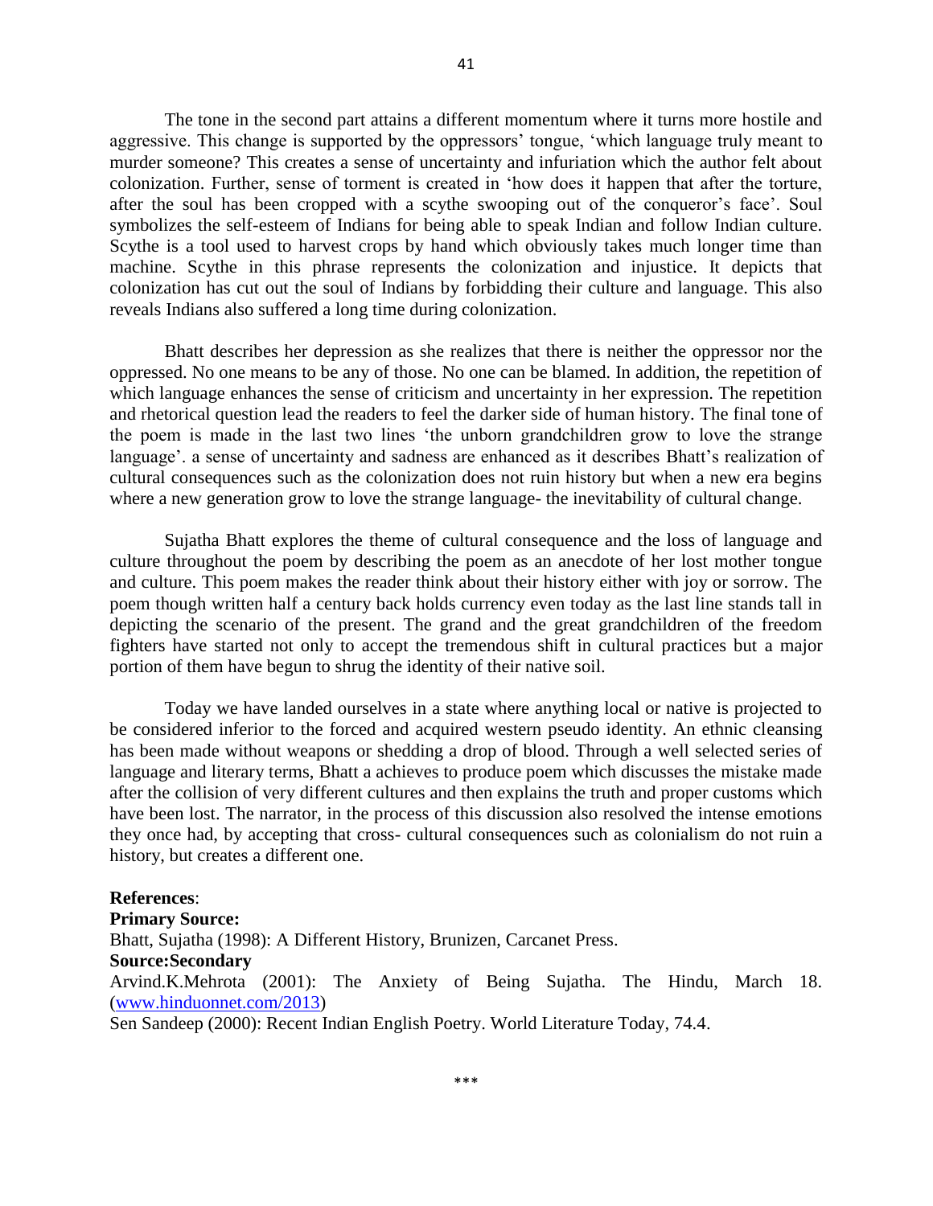The tone in the second part attains a different momentum where it turns more hostile and aggressive. This change is supported by the oppressors' tongue, 'which language truly meant to murder someone? This creates a sense of uncertainty and infuriation which the author felt about colonization. Further, sense of torment is created in 'how does it happen that after the torture, after the soul has been cropped with a scythe swooping out of the conqueror's face'. Soul symbolizes the self-esteem of Indians for being able to speak Indian and follow Indian culture. Scythe is a tool used to harvest crops by hand which obviously takes much longer time than machine. Scythe in this phrase represents the colonization and injustice. It depicts that colonization has cut out the soul of Indians by forbidding their culture and language. This also reveals Indians also suffered a long time during colonization.

Bhatt describes her depression as she realizes that there is neither the oppressor nor the oppressed. No one means to be any of those. No one can be blamed. In addition, the repetition of which language enhances the sense of criticism and uncertainty in her expression. The repetition and rhetorical question lead the readers to feel the darker side of human history. The final tone of the poem is made in the last two lines 'the unborn grandchildren grow to love the strange language'. a sense of uncertainty and sadness are enhanced as it describes Bhatt's realization of cultural consequences such as the colonization does not ruin history but when a new era begins where a new generation grow to love the strange language- the inevitability of cultural change.

Sujatha Bhatt explores the theme of cultural consequence and the loss of language and culture throughout the poem by describing the poem as an anecdote of her lost mother tongue and culture. This poem makes the reader think about their history either with joy or sorrow. The poem though written half a century back holds currency even today as the last line stands tall in depicting the scenario of the present. The grand and the great grandchildren of the freedom fighters have started not only to accept the tremendous shift in cultural practices but a major portion of them have begun to shrug the identity of their native soil.

Today we have landed ourselves in a state where anything local or native is projected to be considered inferior to the forced and acquired western pseudo identity. An ethnic cleansing has been made without weapons or shedding a drop of blood. Through a well selected series of language and literary terms, Bhatt a achieves to produce poem which discusses the mistake made after the collision of very different cultures and then explains the truth and proper customs which have been lost. The narrator, in the process of this discussion also resolved the intense emotions they once had, by accepting that cross- cultural consequences such as colonialism do not ruin a history, but creates a different one.

**References**:

**Primary Source:**

Bhatt, Sujatha (1998): A Different History, Brunizen, Carcanet Press.

**Source:Secondary**

Arvind.K.Mehrota (2001): The Anxiety of Being Sujatha. The Hindu, March 18. (www.hinduonnet.com/2013)

Sen Sandeep (2000): Recent Indian English Poetry. World Literature Today, 74.4.

\*\*\*